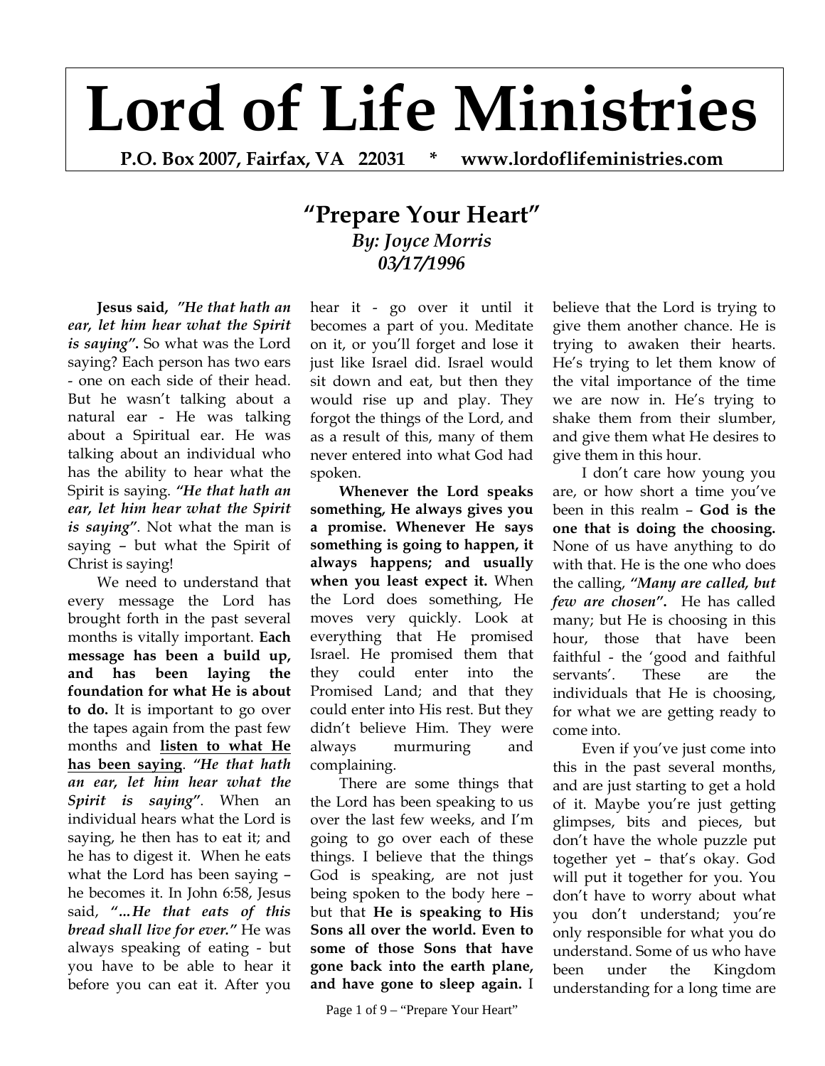# Lord of Life Ministries

**P.O. Box 2007, Fairfax, VA 22031 * www.lordoflifeministries.com**

## "Prepare Your Heart"

***By: Joyce Morris***
***03/17/1996***

**Jesus said,** ***"He that hath an ear, let him hear what the Spirit is saying".*** So what was the Lord saying? Each person has two ears - one on each side of their head. But he wasn't talking about a natural ear - He was talking about a Spiritual ear. He was talking about an individual who has the ability to hear what the Spirit is saying. ***"He that hath an ear, let him hear what the Spirit is saying"***. Not what the man is saying – but what the Spirit of Christ is saying!

We need to understand that every message the Lord has brought forth in the past several months is vitally important. **Each message has been a build up, and has been laying the foundation for what He is about to do.** It is important to go over the tapes again from the past few months and **<u>listen to what He has been saying</u>**. ***"He that hath an ear, let him hear what the Spirit is saying"***. When an individual hears what the Lord is saying, he then has to eat it; and he has to digest it. When he eats what the Lord has been saying – he becomes it. In John 6:58, Jesus said, ***"…He that eats of this bread shall live for ever."*** He was always speaking of eating - but you have to be able to hear it before you can eat it. After you hear it - go over it until it becomes a part of you. Meditate on it, or you'll forget and lose it just like Israel did. Israel would sit down and eat, but then they would rise up and play. They forgot the things of the Lord, and as a result of this, many of them never entered into what God had spoken.

**Whenever the Lord speaks something, He always gives you a promise. Whenever He says something is going to happen, it always happens; and usually when you least expect it.** When the Lord does something, He moves very quickly. Look at everything that He promised Israel. He promised them that they could enter into the Promised Land; and that they could enter into His rest. But they didn't believe Him. They were always murmuring and complaining.

There are some things that the Lord has been speaking to us over the last few weeks, and I'm going to go over each of these things. I believe that the things God is speaking, are not just being spoken to the body here – but that **He is speaking to His Sons all over the world. Even to some of those Sons that have gone back into the earth plane, and have gone to sleep again.** I believe that the Lord is trying to give them another chance. He is trying to awaken their hearts. He's trying to let them know of the vital importance of the time we are now in. He's trying to shake them from their slumber, and give them what He desires to give them in this hour.

I don't care how young you are, or how short a time you've been in this realm – **God is the one that is doing the choosing.** None of us have anything to do with that. He is the one who does the calling, ***"Many are called, but few are chosen"***. He has called many; but He is choosing in this hour, those that have been faithful - the 'good and faithful servants'. These are the individuals that He is choosing, for what we are getting ready to come into.

Even if you've just come into this in the past several months, and are just starting to get a hold of it. Maybe you're just getting glimpses, bits and pieces, but don't have the whole puzzle put together yet – that's okay. God will put it together for you. You don't have to worry about what you don't understand; you're only responsible for what you do understand. Some of us who have been under the Kingdom understanding for a long time are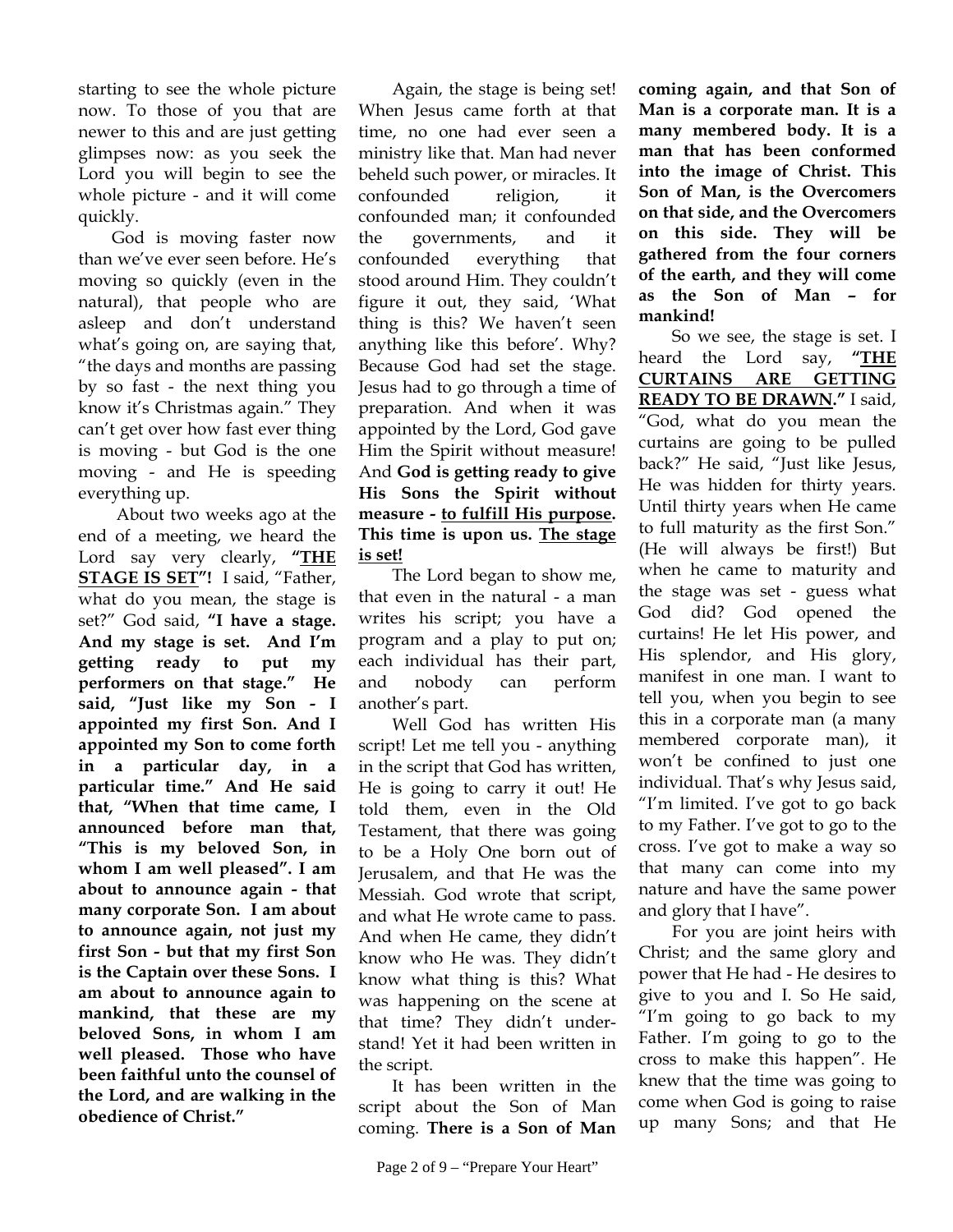starting to see the whole picture now. To those of you that are newer to this and are just getting glimpses now: as you seek the Lord you will begin to see the whole picture - and it will come quickly.

God is moving faster now than we've ever seen before. He's moving so quickly (even in the natural), that people who are asleep and don't understand what's going on, are saying that, "the days and months are passing by so fast - the next thing you know it's Christmas again." They can't get over how fast ever thing is moving - but God is the one moving - and He is speeding everything up.

About two weeks ago at the end of a meeting, we heard the Lord say very clearly, **"<u>THE STAGE IS SET</u>"!** I said, "Father, what do you mean, the stage is set?" God said, **"I have a stage. And my stage is set. And I'm getting ready to put my performers on that stage." He said, "Just like my Son - I appointed my first Son. And I appointed my Son to come forth in a particular day, in a particular time." And He said that, "When that time came, I announced before man that, "This is my beloved Son, in whom I am well pleased". I am about to announce again - that many corporate Son. I am about to announce again, not just my first Son - but that my first Son is the Captain over these Sons. I am about to announce again to mankind, that these are my beloved Sons, in whom I am well pleased. Those who have been faithful unto the counsel of the Lord, and are walking in the obedience of Christ."**

Again, the stage is being set! When Jesus came forth at that time, no one had ever seen a ministry like that. Man had never beheld such power, or miracles. It confounded religion, it confounded man; it confounded the governments, and it confounded everything that stood around Him. They couldn't figure it out, they said, 'What thing is this? We haven't seen anything like this before'. Why? Because God had set the stage. Jesus had to go through a time of preparation. And when it was appointed by the Lord, God gave Him the Spirit without measure! And **God is getting ready to give His Sons the Spirit without measure - <u>to fulfill His purpose</u>. This time is upon us. <u>The stage is set!</u>**

The Lord began to show me, that even in the natural - a man writes his script; you have a program and a play to put on; each individual has their part, and nobody can perform another's part.

Well God has written His script! Let me tell you - anything in the script that God has written, He is going to carry it out! He told them, even in the Old Testament, that there was going to be a Holy One born out of Jerusalem, and that He was the Messiah. God wrote that script, and what He wrote came to pass. And when He came, they didn't know who He was. They didn't know what thing is this? What was happening on the scene at that time? They didn't understand! Yet it had been written in the script.

It has been written in the script about the Son of Man coming. **There is a Son of Man coming again, and that Son of Man is a corporate man. It is a many membered body. It is a man that has been conformed into the image of Christ. This Son of Man, is the Overcomers on that side, and the Overcomers on this side. They will be gathered from the four corners of the earth, and they will come as the Son of Man – for mankind!**

So we see, the stage is set. I heard the Lord say, **"<u>THE CURTAINS ARE GETTING READY TO BE DRAWN</u>."** I said, "God, what do you mean the curtains are going to be pulled back?" He said, "Just like Jesus, He was hidden for thirty years. Until thirty years when He came to full maturity as the first Son." (He will always be first!) But when he came to maturity and the stage was set - guess what God did? God opened the curtains! He let His power, and His splendor, and His glory, manifest in one man. I want to tell you, when you begin to see this in a corporate man (a many membered corporate man), it won't be confined to just one individual. That's why Jesus said, "I'm limited. I've got to go back to my Father. I've got to go to the cross. I've got to make a way so that many can come into my nature and have the same power and glory that I have".

For you are joint heirs with Christ; and the same glory and power that He had - He desires to give to you and I. So He said, "I'm going to go back to my Father. I'm going to go to the cross to make this happen". He knew that the time was going to come when God is going to raise up many Sons; and that He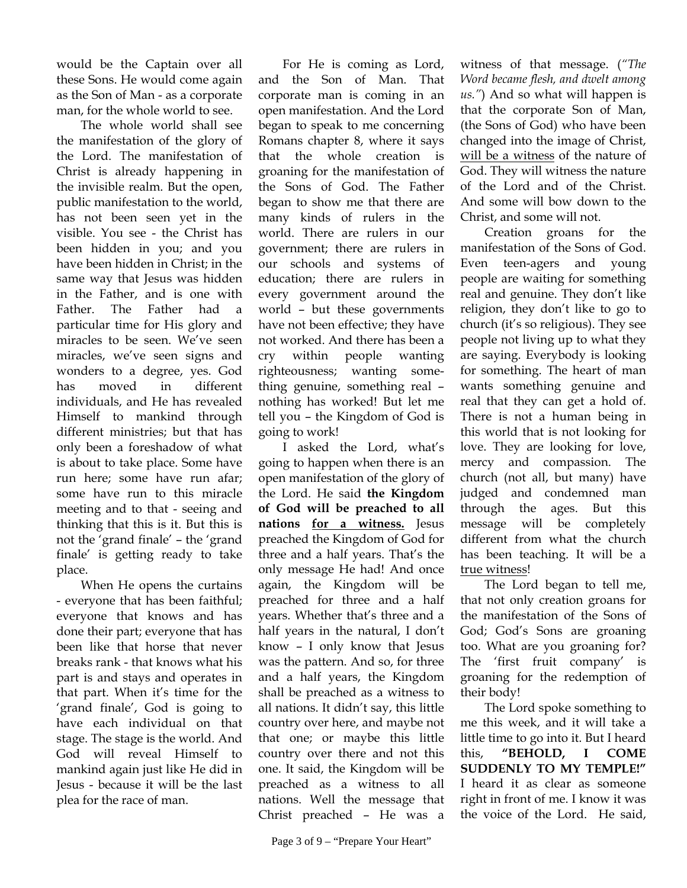would be the Captain over all these Sons. He would come again as the Son of Man - as a corporate man, for the whole world to see.

The whole world shall see the manifestation of the glory of the Lord. The manifestation of Christ is already happening in the invisible realm. But the open, public manifestation to the world, has not been seen yet in the visible. You see - the Christ has been hidden in you; and you have been hidden in Christ; in the same way that Jesus was hidden in the Father, and is one with Father. The Father had a particular time for His glory and miracles to be seen. We've seen miracles, we've seen signs and wonders to a degree, yes. God has moved in different individuals, and He has revealed Himself to mankind through different ministries; but that has only been a foreshadow of what is about to take place. Some have run here; some have run afar; some have run to this miracle meeting and to that - seeing and thinking that this is it. But this is not the 'grand finale' – the 'grand finale' is getting ready to take place.

When He opens the curtains - everyone that has been faithful; everyone that knows and has done their part; everyone that has been like that horse that never breaks rank - that knows what his part is and stays and operates in that part. When it's time for the 'grand finale', God is going to have each individual on that stage. The stage is the world. And God will reveal Himself to mankind again just like He did in Jesus - because it will be the last plea for the race of man.

For He is coming as Lord, and the Son of Man. That corporate man is coming in an open manifestation. And the Lord began to speak to me concerning Romans chapter 8, where it says that the whole creation is groaning for the manifestation of the Sons of God. The Father began to show me that there are many kinds of rulers in the world. There are rulers in our government; there are rulers in our schools and systems of education; there are rulers in every government around the world – but these governments have not been effective; they have not worked. And there has been a cry within people wanting righteousness; wanting something genuine, something real – nothing has worked! But let me tell you – the Kingdom of God is going to work!

I asked the Lord, what's going to happen when there is an open manifestation of the glory of the Lord. He said **the Kingdom of God will be preached to all nations <u>for a witness.</u>** Jesus preached the Kingdom of God for three and a half years. That's the only message He had! And once again, the Kingdom will be preached for three and a half years. Whether that's three and a half years in the natural, I don't know – I only know that Jesus was the pattern. And so, for three and a half years, the Kingdom shall be preached as a witness to all nations. It didn't say, this little country over here, and maybe not that one; or maybe this little country over there and not this one. It said, the Kingdom will be preached as a witness to all nations. Well the message that Christ preached – He was a witness of that message. (*"The Word became flesh, and dwelt among us."*) And so what will happen is that the corporate Son of Man, (the Sons of God) who have been changed into the image of Christ, <u>will be a witness</u> of the nature of God. They will witness the nature of the Lord and of the Christ. And some will bow down to the Christ, and some will not.

Creation groans for the manifestation of the Sons of God. Even teen-agers and young people are waiting for something real and genuine. They don't like religion, they don't like to go to church (it's so religious). They see people not living up to what they are saying. Everybody is looking for something. The heart of man wants something genuine and real that they can get a hold of. There is not a human being in this world that is not looking for love. They are looking for love, mercy and compassion. The church (not all, but many) have judged and condemned man through the ages. But this message will be completely different from what the church has been teaching. It will be a <u>true witness</u>!

The Lord began to tell me, that not only creation groans for the manifestation of the Sons of God; God's Sons are groaning too. What are you groaning for? The 'first fruit company' is groaning for the redemption of their body!

The Lord spoke something to me this week, and it will take a little time to go into it. But I heard this, **"BEHOLD, I COME SUDDENLY TO MY TEMPLE!"** I heard it as clear as someone right in front of me. I know it was the voice of the Lord. He said,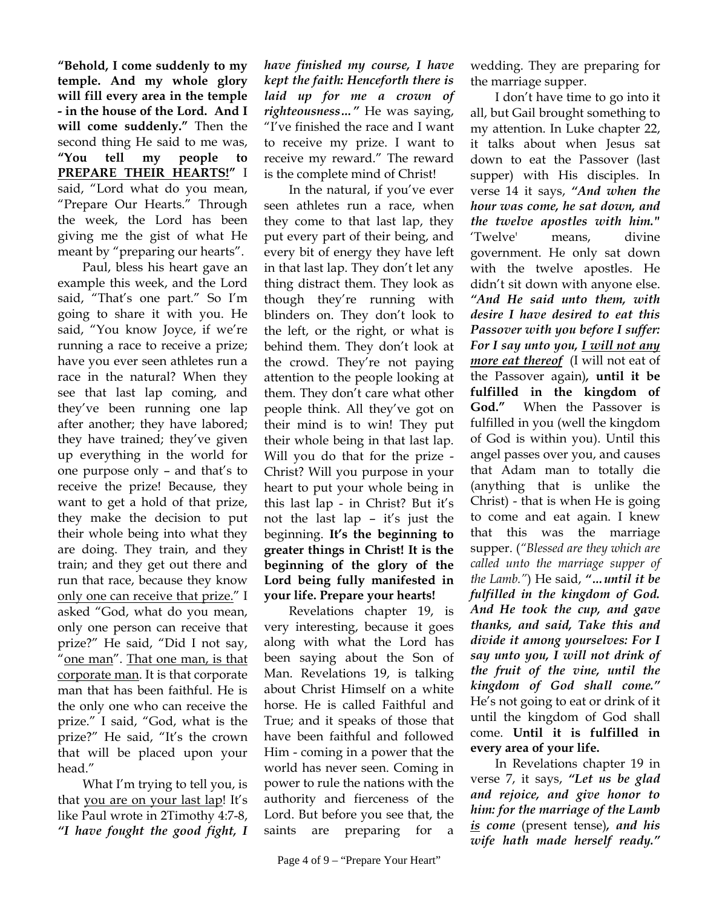**"Behold, I come suddenly to my temple. And my whole glory will fill every area in the temple - in the house of the Lord. And I will come suddenly."** Then the second thing He said to me was, **"You tell my people to <u>PREPARE THEIR HEARTS!</u>"** I said, "Lord what do you mean, "Prepare Our Hearts." Through the week, the Lord has been giving me the gist of what He meant by "preparing our hearts".

Paul, bless his heart gave an example this week, and the Lord said, "That's one part." So I'm going to share it with you. He said, "You know Joyce, if we're running a race to receive a prize; have you ever seen athletes run a race in the natural? When they see that last lap coming, and they've been running one lap after another; they have labored; they have trained; they've given up everything in the world for one purpose only – and that's to receive the prize! Because, they want to get a hold of that prize, they make the decision to put their whole being into what they are doing. They train, and they train; and they get out there and run that race, because they know <u>only one can receive that prize</u>." I asked "God, what do you mean, only one person can receive that prize?" He said, "Did I not say, "<u>one man</u>". <u>That one man, is that corporate man</u>. It is that corporate man that has been faithful. He is the only one who can receive the prize." I said, "God, what is the prize?" He said, "It's the crown that will be placed upon your head."

What I'm trying to tell you, is that <u>you are on your last lap</u>! It's like Paul wrote in 2Timothy 4:7-8, ***"I have fought the good fight, I have finished my course, I have kept the faith: Henceforth there is laid up for me a crown of righteousness…"*** He was saying, "I've finished the race and I want to receive my prize. I want to receive my reward." The reward is the complete mind of Christ!

In the natural, if you've ever seen athletes run a race, when they come to that last lap, they put every part of their being, and every bit of energy they have left in that last lap. They don't let any thing distract them. They look as though they're running with blinders on. They don't look to the left, or the right, or what is behind them. They don't look at the crowd. They're not paying attention to the people looking at them. They don't care what other people think. All they've got on their mind is to win! They put their whole being in that last lap. Will you do that for the prize - Christ? Will you purpose in your heart to put your whole being in this last lap - in Christ? But it's not the last lap – it's just the beginning. **It's the beginning to greater things in Christ! It is the beginning of the glory of the Lord being fully manifested in your life. Prepare your hearts!**

Revelations chapter 19, is very interesting, because it goes along with what the Lord has been saying about the Son of Man. Revelations 19, is talking about Christ Himself on a white horse. He is called Faithful and True; and it speaks of those that have been faithful and followed Him - coming in a power that the world has never seen. Coming in power to rule the nations with the authority and fierceness of the Lord. But before you see that, the saints are preparing for a wedding. They are preparing for the marriage supper.

I don't have time to go into it all, but Gail brought something to my attention. In Luke chapter 22, it talks about when Jesus sat down to eat the Passover (last supper) with His disciples. In verse 14 it says, ***"And when the hour was come, he sat down, and the twelve apostles with him."*** 'Twelve' means, divine government. He only sat down with the twelve apostles. He didn't sit down with anyone else. ***"And He said unto them, with desire I have desired to eat this Passover with you before I suffer: For I say unto you, <u>I will not any more eat thereof</u>*** (I will not eat of the Passover again)**, until it be fulfilled in the kingdom of God."** When the Passover is fulfilled in you (well the kingdom of God is within you). Until this angel passes over you, and causes that Adam man to totally die (anything that is unlike the Christ) - that is when He is going to come and eat again. I knew that this was the marriage supper. (*"Blessed are they which are called unto the marriage supper of the Lamb."*) He said, ***"…until it be fulfilled in the kingdom of God. And He took the cup, and gave thanks, and said, Take this and divide it among yourselves: For I say unto you, I will not drink of the fruit of the vine, until the kingdom of God shall come."*** He's not going to eat or drink of it until the kingdom of God shall come. **Until it is fulfilled in every area of your life.**

In Revelations chapter 19 in verse 7, it says, ***"Let us be glad and rejoice, and give honor to him: for the marriage of the Lamb <u>is</u> come*** (present tense)***, and his wife hath made herself ready."***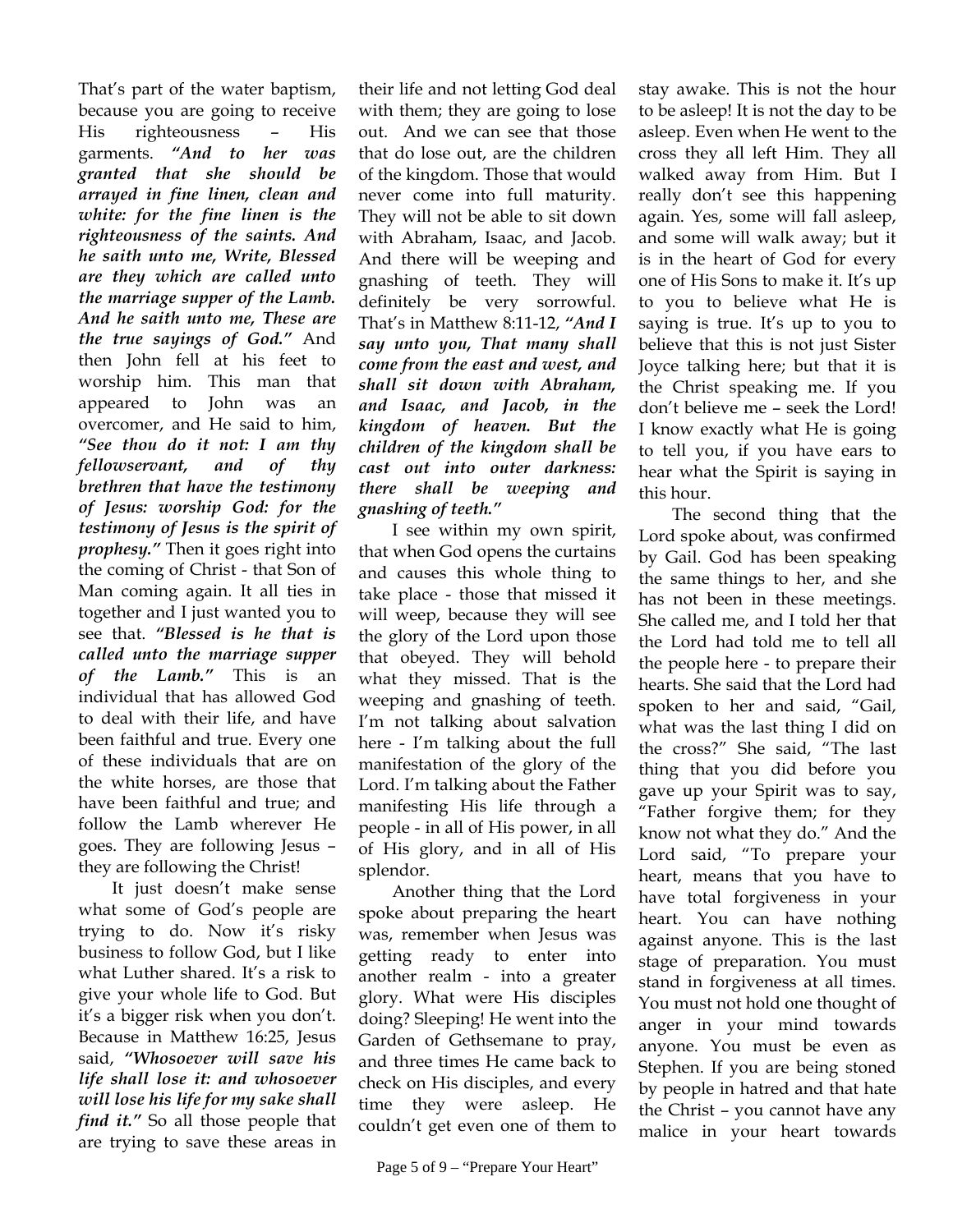That's part of the water baptism, because you are going to receive His righteousness – His garments. ***"And to her was granted that she should be arrayed in fine linen, clean and white: for the fine linen is the righteousness of the saints. And he saith unto me, Write, Blessed are they which are called unto the marriage supper of the Lamb. And he saith unto me, These are the true sayings of God."*** And then John fell at his feet to worship him. This man that appeared to John was an overcomer, and He said to him, ***"See thou do it not: I am thy fellowservant, and of thy brethren that have the testimony of Jesus: worship God: for the testimony of Jesus is the spirit of prophesy."*** Then it goes right into the coming of Christ - that Son of Man coming again. It all ties in together and I just wanted you to see that. ***"Blessed is he that is called unto the marriage supper of the Lamb."*** This is an individual that has allowed God to deal with their life, and have been faithful and true. Every one of these individuals that are on the white horses, are those that have been faithful and true; and follow the Lamb wherever He goes. They are following Jesus – they are following the Christ!

It just doesn't make sense what some of God's people are trying to do. Now it's risky business to follow God, but I like what Luther shared. It's a risk to give your whole life to God. But it's a bigger risk when you don't. Because in Matthew 16:25, Jesus said, ***"Whosoever will save his life shall lose it: and whosoever will lose his life for my sake shall find it."*** So all those people that are trying to save these areas in their life and not letting God deal with them; they are going to lose out. And we can see that those that do lose out, are the children of the kingdom. Those that would never come into full maturity. They will not be able to sit down with Abraham, Isaac, and Jacob. And there will be weeping and gnashing of teeth. They will definitely be very sorrowful. That's in Matthew 8:11-12, ***"And I say unto you, That many shall come from the east and west, and shall sit down with Abraham, and Isaac, and Jacob, in the kingdom of heaven. But the children of the kingdom shall be cast out into outer darkness: there shall be weeping and gnashing of teeth."***

I see within my own spirit, that when God opens the curtains and causes this whole thing to take place - those that missed it will weep, because they will see the glory of the Lord upon those that obeyed. They will behold what they missed. That is the weeping and gnashing of teeth. I'm not talking about salvation here - I'm talking about the full manifestation of the glory of the Lord. I'm talking about the Father manifesting His life through a people - in all of His power, in all of His glory, and in all of His splendor.

Another thing that the Lord spoke about preparing the heart was, remember when Jesus was getting ready to enter into another realm - into a greater glory. What were His disciples doing? Sleeping! He went into the Garden of Gethsemane to pray, and three times He came back to check on His disciples, and every time they were asleep. He couldn't get even one of them to stay awake. This is not the hour to be asleep! It is not the day to be asleep. Even when He went to the cross they all left Him. They all walked away from Him. But I really don't see this happening again. Yes, some will fall asleep, and some will walk away; but it is in the heart of God for every one of His Sons to make it. It's up to you to believe what He is saying is true. It's up to you to believe that this is not just Sister Joyce talking here; but that it is the Christ speaking me. If you don't believe me – seek the Lord! I know exactly what He is going to tell you, if you have ears to hear what the Spirit is saying in this hour.

The second thing that the Lord spoke about, was confirmed by Gail. God has been speaking the same things to her, and she has not been in these meetings. She called me, and I told her that the Lord had told me to tell all the people here - to prepare their hearts. She said that the Lord had spoken to her and said, "Gail, what was the last thing I did on the cross?" She said, "The last thing that you did before you gave up your Spirit was to say, "Father forgive them; for they know not what they do." And the Lord said, "To prepare your heart, means that you have to have total forgiveness in your heart. You can have nothing against anyone. This is the last stage of preparation. You must stand in forgiveness at all times. You must not hold one thought of anger in your mind towards anyone. You must be even as Stephen. If you are being stoned by people in hatred and that hate the Christ – you cannot have any malice in your heart towards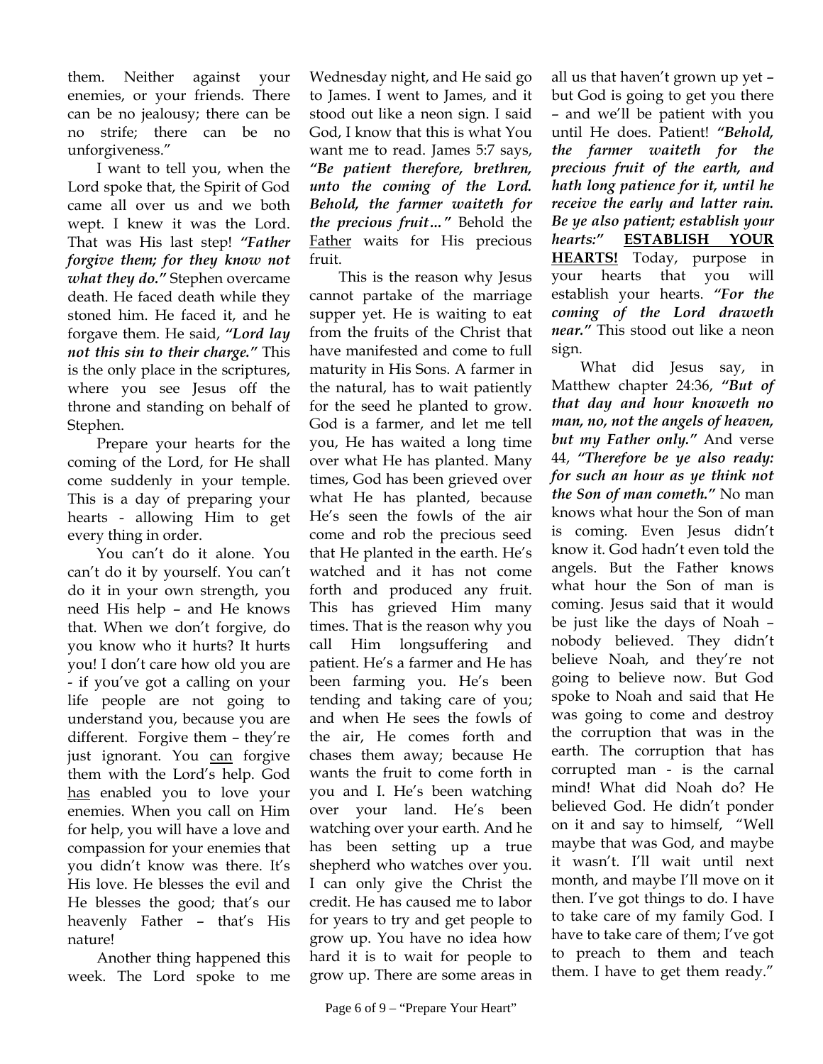them. Neither against your enemies, or your friends. There can be no jealousy; there can be no strife; there can be no unforgiveness."

I want to tell you, when the Lord spoke that, the Spirit of God came all over us and we both wept. I knew it was the Lord. That was His last step! ***"Father forgive them; for they know not what they do."*** Stephen overcame death. He faced death while they stoned him. He faced it, and he forgave them. He said, ***"Lord lay not this sin to their charge."*** This is the only place in the scriptures, where you see Jesus off the throne and standing on behalf of Stephen.

Prepare your hearts for the coming of the Lord, for He shall come suddenly in your temple. This is a day of preparing your hearts - allowing Him to get every thing in order.

You can't do it alone. You can't do it by yourself. You can't do it in your own strength, you need His help – and He knows that. When we don't forgive, do you know who it hurts? It hurts you! I don't care how old you are - if you've got a calling on your life people are not going to understand you, because you are different. Forgive them – they're just ignorant. You <u>can</u> forgive them with the Lord's help. God <u>has</u> enabled you to love your enemies. When you call on Him for help, you will have a love and compassion for your enemies that you didn't know was there. It's His love. He blesses the evil and He blesses the good; that's our heavenly Father – that's His nature!

Another thing happened this week. The Lord spoke to me Wednesday night, and He said go to James. I went to James, and it stood out like a neon sign. I said God, I know that this is what You want me to read. James 5:7 says, ***"Be patient therefore, brethren, unto the coming of the Lord. Behold, the farmer waiteth for the precious fruit…"*** Behold the <u>Father</u> waits for His precious fruit.

This is the reason why Jesus cannot partake of the marriage supper yet. He is waiting to eat from the fruits of the Christ that have manifested and come to full maturity in His Sons. A farmer in the natural, has to wait patiently for the seed he planted to grow. God is a farmer, and let me tell you, He has waited a long time over what He has planted. Many times, God has been grieved over what He has planted, because He's seen the fowls of the air come and rob the precious seed that He planted in the earth. He's watched and it has not come forth and produced any fruit. This has grieved Him many times. That is the reason why you call Him longsuffering and patient. He's a farmer and He has been farming you. He's been tending and taking care of you; and when He sees the fowls of the air, He comes forth and chases them away; because He wants the fruit to come forth in you and I. He's been watching over your land. He's been watching over your earth. And he has been setting up a true shepherd who watches over you. I can only give the Christ the credit. He has caused me to labor for years to try and get people to grow up. You have no idea how hard it is to wait for people to grow up. There are some areas in all us that haven't grown up yet – but God is going to get you there – and we'll be patient with you until He does. Patient! ***"Behold, the farmer waiteth for the precious fruit of the earth, and hath long patience for it, until he receive the early and latter rain. Be ye also patient; establish your hearts:"*** <u>**ESTABLISH YOUR HEARTS!**</u> Today, purpose in your hearts that you will establish your hearts. ***"For the coming of the Lord draweth near."*** This stood out like a neon sign.

What did Jesus say, in Matthew chapter 24:36, ***"But of that day and hour knoweth no man, no, not the angels of heaven, but my Father only."*** And verse 44, ***"Therefore be ye also ready: for such an hour as ye think not the Son of man cometh."*** No man knows what hour the Son of man is coming. Even Jesus didn't know it. God hadn't even told the angels. But the Father knows what hour the Son of man is coming. Jesus said that it would be just like the days of Noah – nobody believed. They didn't believe Noah, and they're not going to believe now. But God spoke to Noah and said that He was going to come and destroy the corruption that was in the earth. The corruption that has corrupted man - is the carnal mind! What did Noah do? He believed God. He didn't ponder on it and say to himself, "Well maybe that was God, and maybe it wasn't. I'll wait until next month, and maybe I'll move on it then. I've got things to do. I have to take care of my family God. I have to take care of them; I've got to preach to them and teach them. I have to get them ready."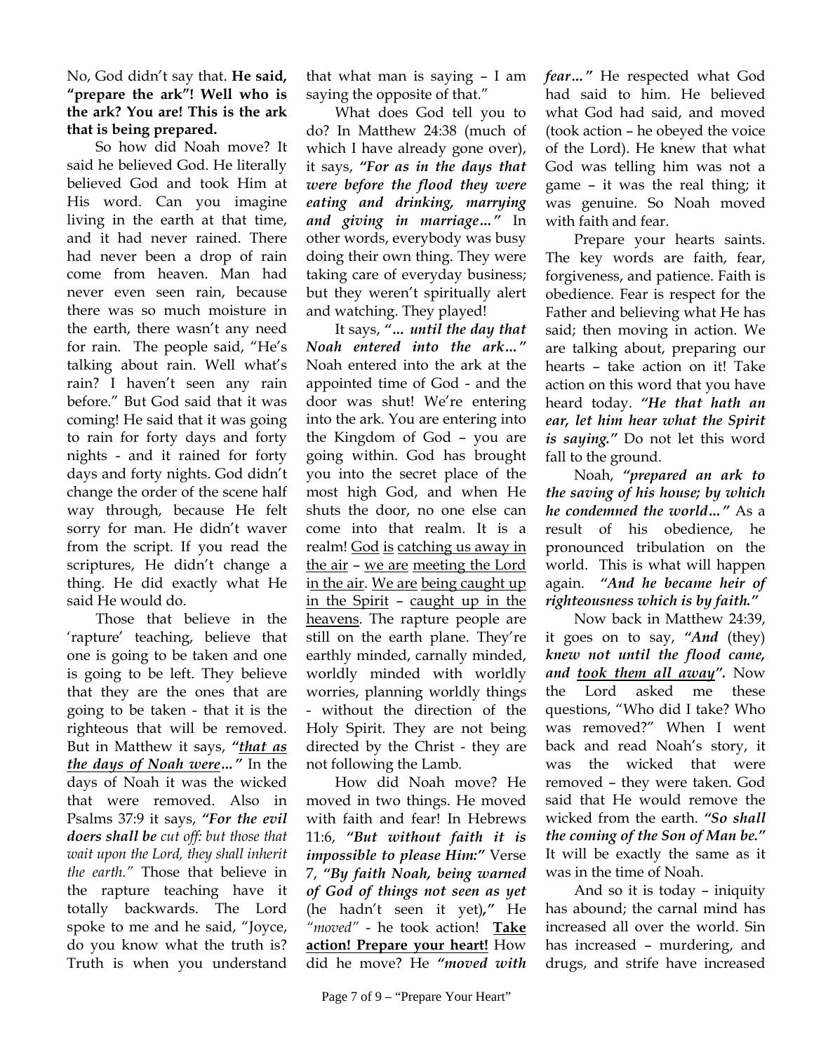No, God didn't say that. **He said, "prepare the ark"! Well who is the ark? You are! This is the ark that is being prepared.**

So how did Noah move? It said he believed God. He literally believed God and took Him at His word. Can you imagine living in the earth at that time, and it had never rained. There had never been a drop of rain come from heaven. Man had never even seen rain, because there was so much moisture in the earth, there wasn't any need for rain. The people said, "He's talking about rain. Well what's rain? I haven't seen any rain before." But God said that it was coming! He said that it was going to rain for forty days and forty nights - and it rained for forty days and forty nights. God didn't change the order of the scene half way through, because He felt sorry for man. He didn't waver from the script. If you read the scriptures, He didn't change a thing. He did exactly what He said He would do.

Those that believe in the 'rapture' teaching, believe that one is going to be taken and one is going to be left. They believe that they are the ones that are going to be taken - that it is the righteous that will be removed. But in Matthew it says, ***"that as the days of Noah were…"*** In the days of Noah it was the wicked that were removed. Also in Psalms 37:9 it says, ***"For the evil doers shall be** cut off: but those that wait upon the Lord, they shall inherit the earth."* Those that believe in the rapture teaching have it totally backwards. The Lord spoke to me and he said, "Joyce, do you know what the truth is? Truth is when you understand that what man is saying – I am saying the opposite of that."

What does God tell you to do? In Matthew 24:38 (much of which I have already gone over), it says, ***"For as in the days that were before the flood they were eating and drinking, marrying and giving in marriage…"*** In other words, everybody was busy doing their own thing. They were taking care of everyday business; but they weren't spiritually alert and watching. They played!

It says, ***"… until the day that Noah entered into the ark…"*** Noah entered into the ark at the appointed time of God - and the door was shut! We're entering into the ark. You are entering into the Kingdom of God – you are going within. God has brought you into the secret place of the most high God, and when He shuts the door, no one else can come into that realm. It is a realm! God is catching us away in the air – we are meeting the Lord in the air. We are being caught up in the Spirit – caught up in the heavens. The rapture people are still on the earth plane. They're earthly minded, carnally minded, worldly minded with worldly worries, planning worldly things - without the direction of the Holy Spirit. They are not being directed by the Christ - they are not following the Lamb.

How did Noah move? He moved in two things. He moved with faith and fear! In Hebrews 11:6, ***"But without faith it is impossible to please Him:"*** Verse 7, ***"By faith Noah, being warned of God of things not seen as yet*** (he hadn't seen it yet)***,"*** He *"moved"* - he took action! **Take action! Prepare your heart!** How did he move? He ***"moved with fear…"*** He respected what God had said to him. He believed what God had said, and moved (took action – he obeyed the voice of the Lord). He knew that what God was telling him was not a game – it was the real thing; it was genuine. So Noah moved with faith and fear.

Prepare your hearts saints. The key words are faith, fear, forgiveness, and patience. Faith is obedience. Fear is respect for the Father and believing what He has said; then moving in action. We are talking about, preparing our hearts – take action on it! Take action on this word that you have heard today. ***"He that hath an ear, let him hear what the Spirit is saying."*** Do not let this word fall to the ground.

Noah, ***"prepared an ark to the saving of his house; by which he condemned the world…"*** As a result of his obedience, he pronounced tribulation on the world. This is what will happen again. ***"And he became heir of righteousness which is by faith."***

Now back in Matthew 24:39, it goes on to say, ***"And*** (they) ***knew not until the flood came, and took them all away".*** Now the Lord asked me these questions, "Who did I take? Who was removed?" When I went back and read Noah's story, it was the wicked that were removed – they were taken. God said that He would remove the wicked from the earth. ***"So shall the coming of the Son of Man be."*** It will be exactly the same as it was in the time of Noah.

And so it is today – iniquity has abound; the carnal mind has increased all over the world. Sin has increased – murdering, and drugs, and strife have increased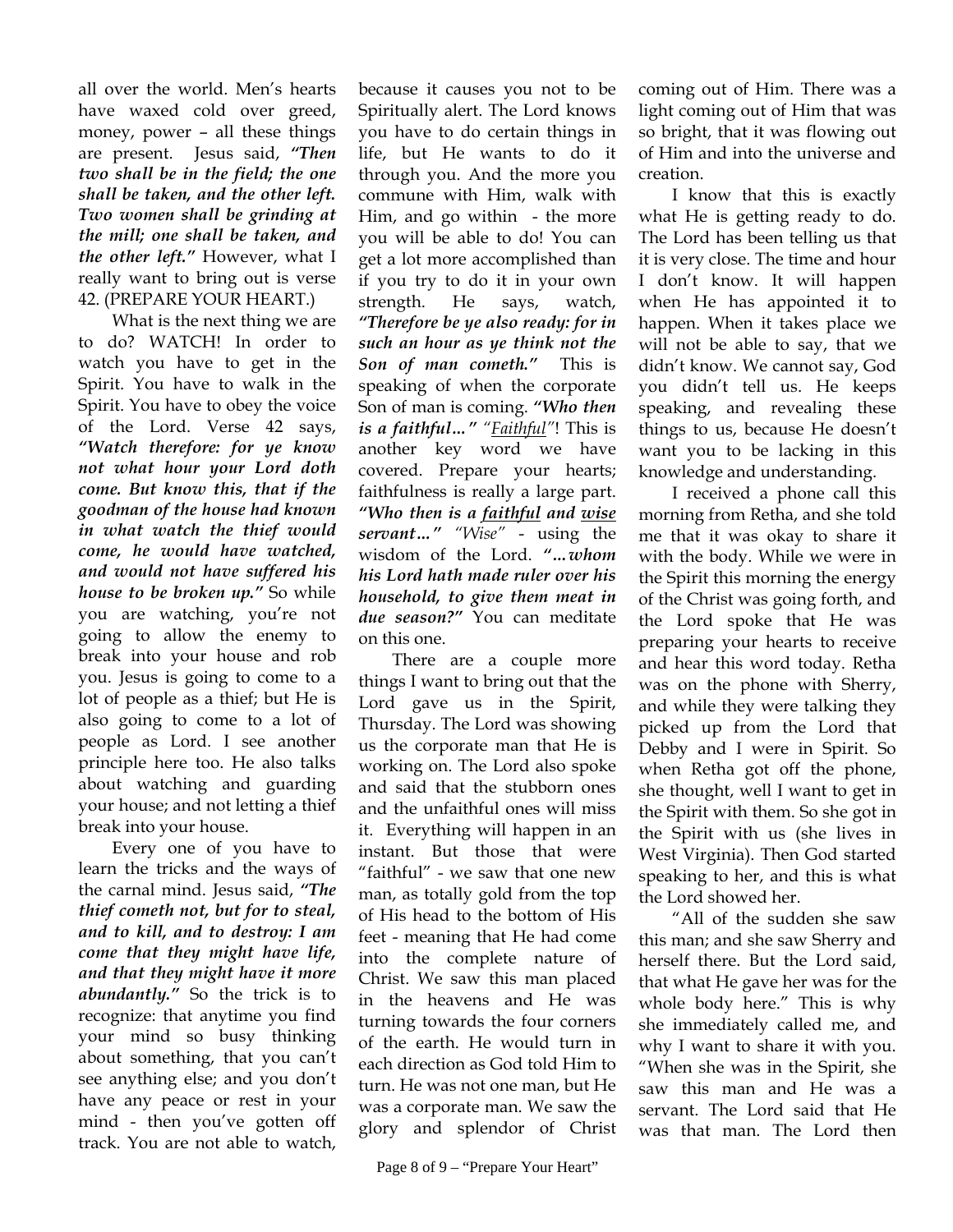all over the world. Men's hearts have waxed cold over greed, money, power – all these things are present. Jesus said, ***"Then two shall be in the field; the one shall be taken, and the other left. Two women shall be grinding at the mill; one shall be taken, and the other left."*** However, what I really want to bring out is verse 42. (PREPARE YOUR HEART.)

What is the next thing we are to do? WATCH! In order to watch you have to get in the Spirit. You have to walk in the Spirit. You have to obey the voice of the Lord. Verse 42 says, ***"Watch therefore: for ye know not what hour your Lord doth come. But know this, that if the goodman of the house had known in what watch the thief would come, he would have watched, and would not have suffered his house to be broken up."*** So while you are watching, you're not going to allow the enemy to break into your house and rob you. Jesus is going to come to a lot of people as a thief; but He is also going to come to a lot of people as Lord. I see another principle here too. He also talks about watching and guarding your house; and not letting a thief break into your house.

Every one of you have to learn the tricks and the ways of the carnal mind. Jesus said, ***"The thief cometh not, but for to steal, and to kill, and to destroy: I am come that they might have life, and that they might have it more abundantly."*** So the trick is to recognize: that anytime you find your mind so busy thinking about something, that you can't see anything else; and you don't have any peace or rest in your mind - then you've gotten off track. You are not able to watch, because it causes you not to be Spiritually alert. The Lord knows you have to do certain things in life, but He wants to do it through you. And the more you commune with Him, walk with Him, and go within - the more you will be able to do! You can get a lot more accomplished than if you try to do it in your own strength. He says, watch, ***"Therefore be ye also ready: for in such an hour as ye think not the Son of man cometh."*** This is speaking of when the corporate Son of man is coming. ***"Who then is a faithful…"*** *"Faithful"*! This is another key word we have covered. Prepare your hearts; faithfulness is really a large part. ***"Who then is a faithful and wise servant…"*** *"Wise"* - using the wisdom of the Lord. ***"…whom his Lord hath made ruler over his household, to give them meat in due season?"*** You can meditate on this one.

There are a couple more things I want to bring out that the Lord gave us in the Spirit, Thursday. The Lord was showing us the corporate man that He is working on. The Lord also spoke and said that the stubborn ones and the unfaithful ones will miss it. Everything will happen in an instant. But those that were "faithful" - we saw that one new man, as totally gold from the top of His head to the bottom of His feet - meaning that He had come into the complete nature of Christ. We saw this man placed in the heavens and He was turning towards the four corners of the earth. He would turn in each direction as God told Him to turn. He was not one man, but He was a corporate man. We saw the glory and splendor of Christ coming out of Him. There was a light coming out of Him that was so bright, that it was flowing out of Him and into the universe and creation.

I know that this is exactly what He is getting ready to do. The Lord has been telling us that it is very close. The time and hour I don't know. It will happen when He has appointed it to happen. When it takes place we will not be able to say, that we didn't know. We cannot say, God you didn't tell us. He keeps speaking, and revealing these things to us, because He doesn't want you to be lacking in this knowledge and understanding.

I received a phone call this morning from Retha, and she told me that it was okay to share it with the body. While we were in the Spirit this morning the energy of the Christ was going forth, and the Lord spoke that He was preparing your hearts to receive and hear this word today. Retha was on the phone with Sherry, and while they were talking they picked up from the Lord that Debby and I were in Spirit. So when Retha got off the phone, she thought, well I want to get in the Spirit with them. So she got in the Spirit with us (she lives in West Virginia). Then God started speaking to her, and this is what the Lord showed her.

"All of the sudden she saw this man; and she saw Sherry and herself there. But the Lord said, that what He gave her was for the whole body here." This is why she immediately called me, and why I want to share it with you. "When she was in the Spirit, she saw this man and He was a servant. The Lord said that He was that man. The Lord then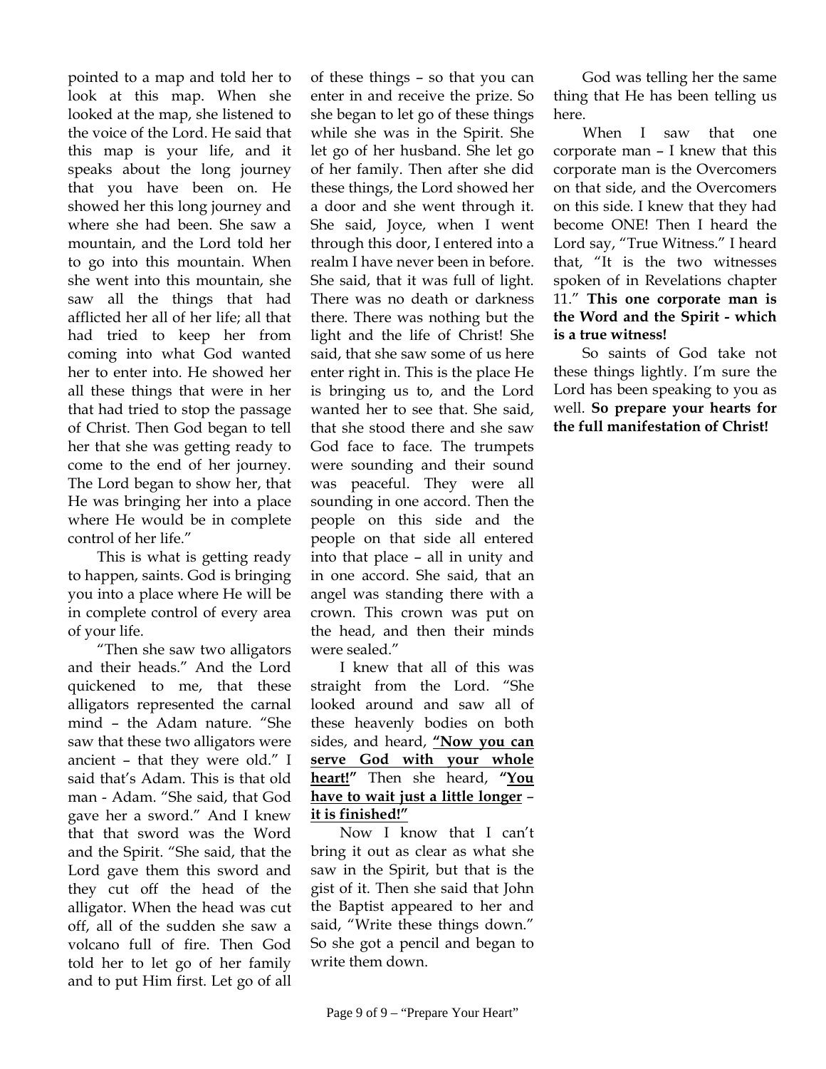pointed to a map and told her to look at this map. When she looked at the map, she listened to the voice of the Lord. He said that this map is your life, and it speaks about the long journey that you have been on. He showed her this long journey and where she had been. She saw a mountain, and the Lord told her to go into this mountain. When she went into this mountain, she saw all the things that had afflicted her all of her life; all that had tried to keep her from coming into what God wanted her to enter into. He showed her all these things that were in her that had tried to stop the passage of Christ. Then God began to tell her that she was getting ready to come to the end of her journey. The Lord began to show her, that He was bringing her into a place where He would be in complete control of her life."

This is what is getting ready to happen, saints. God is bringing you into a place where He will be in complete control of every area of your life.

"Then she saw two alligators and their heads." And the Lord quickened to me, that these alligators represented the carnal mind – the Adam nature. "She saw that these two alligators were ancient – that they were old." I said that's Adam. This is that old man - Adam. "She said, that God gave her a sword." And I knew that that sword was the Word and the Spirit. "She said, that the Lord gave them this sword and they cut off the head of the alligator. When the head was cut off, all of the sudden she saw a volcano full of fire. Then God told her to let go of her family and to put Him first. Let go of all of these things – so that you can enter in and receive the prize. So she began to let go of these things while she was in the Spirit. She let go of her husband. She let go of her family. Then after she did these things, the Lord showed her a door and she went through it. She said, Joyce, when I went through this door, I entered into a realm I have never been in before. She said, that it was full of light. There was no death or darkness there. There was nothing but the light and the life of Christ! She said, that she saw some of us here enter right in. This is the place He is bringing us to, and the Lord wanted her to see that. She said, that she stood there and she saw God face to face. The trumpets were sounding and their sound was peaceful. They were all sounding in one accord. Then the people on this side and the people on that side all entered into that place – all in unity and in one accord. She said, that an angel was standing there with a crown. This crown was put on the head, and then their minds were sealed."

I knew that all of this was straight from the Lord. "She looked around and saw all of these heavenly bodies on both sides, and heard, **"Now you can serve God with your whole heart!"** Then she heard, **"You have to wait just a little longer – it is finished!"**

Now I know that I can't bring it out as clear as what she saw in the Spirit, but that is the gist of it. Then she said that John the Baptist appeared to her and said, "Write these things down." So she got a pencil and began to write them down.

God was telling her the same thing that He has been telling us here.

When I saw that one corporate man – I knew that this corporate man is the Overcomers on that side, and the Overcomers on this side. I knew that they had become ONE! Then I heard the Lord say, "True Witness." I heard that, "It is the two witnesses spoken of in Revelations chapter 11." **This one corporate man is the Word and the Spirit - which is a true witness!**

So saints of God take not these things lightly. I'm sure the Lord has been speaking to you as well. **So prepare your hearts for the full manifestation of Christ!**